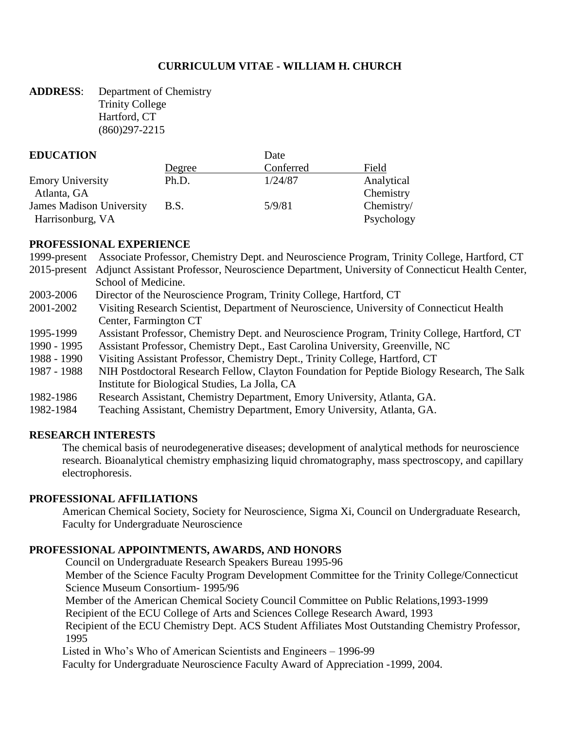# CURRICULUM VITAE - WILLIAM H. CHURCH

**ADDRESS**: Department of Chemistry
Trinity College
Hartford, CT
(860)297-2215

## EDUCATION

| | Degree | Date Conferred | Field |
|---|---|---|---|
| Emory University<br>Atlanta, GA | Ph.D. | 1/24/87 | Analytical Chemistry |
| James Madison University<br>Harrisonburg, VA | B.S. | 5/9/81 | Chemistry/ Psychology |

## PROFESSIONAL EXPERIENCE

- 1999-present Associate Professor, Chemistry Dept. and Neuroscience Program, Trinity College, Hartford, CT
- 2015-present Adjunct Assistant Professor, Neuroscience Department, University of Connecticut Health Center, School of Medicine.
- 2003-2006 Director of the Neuroscience Program, Trinity College, Hartford, CT
- 2001-2002 Visiting Research Scientist, Department of Neuroscience, University of Connecticut Health Center, Farmington CT
- 1995-1999 Assistant Professor, Chemistry Dept. and Neuroscience Program, Trinity College, Hartford, CT
- 1990 - 1995 Assistant Professor, Chemistry Dept., East Carolina University, Greenville, NC
- 1988 - 1990 Visiting Assistant Professor, Chemistry Dept., Trinity College, Hartford, CT
- 1987 - 1988 NIH Postdoctoral Research Fellow, Clayton Foundation for Peptide Biology Research, The Salk Institute for Biological Studies, La Jolla, CA
- 1982-1986 Research Assistant, Chemistry Department, Emory University, Atlanta, GA.
- 1982-1984 Teaching Assistant, Chemistry Department, Emory University, Atlanta, GA.

## RESEARCH INTERESTS

The chemical basis of neurodegenerative diseases; development of analytical methods for neuroscience research. Bioanalytical chemistry emphasizing liquid chromatography, mass spectroscopy, and capillary electrophoresis.

## PROFESSIONAL AFFILIATIONS

American Chemical Society, Society for Neuroscience, Sigma Xi, Council on Undergraduate Research, Faculty for Undergraduate Neuroscience

## PROFESSIONAL APPOINTMENTS, AWARDS, AND HONORS

Council on Undergraduate Research Speakers Bureau 1995-96

Member of the Science Faculty Program Development Committee for the Trinity College/Connecticut Science Museum Consortium- 1995/96

Member of the American Chemical Society Council Committee on Public Relations,1993-1999

Recipient of the ECU College of Arts and Sciences College Research Award, 1993

Recipient of the ECU Chemistry Dept. ACS Student Affiliates Most Outstanding Chemistry Professor, 1995

Listed in Who's Who of American Scientists and Engineers – 1996-99

Faculty for Undergraduate Neuroscience Faculty Award of Appreciation -1999, 2004.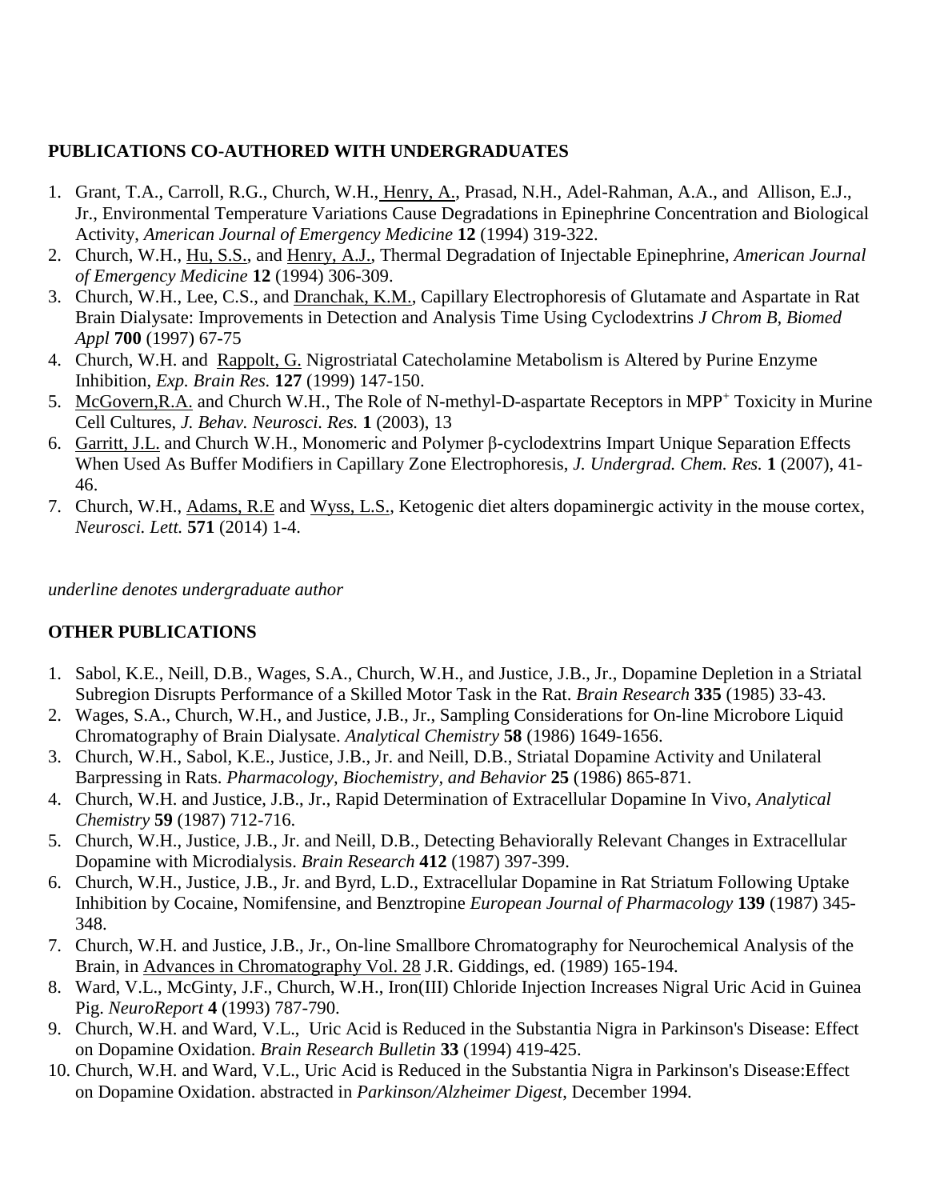## PUBLICATIONS CO-AUTHORED WITH UNDERGRADUATES

1. Grant, T.A., Carroll, R.G., Church, W.H., <u>Henry, A.</u>, Prasad, N.H., Adel-Rahman, A.A., and Allison, E.J., Jr., Environmental Temperature Variations Cause Degradations in Epinephrine Concentration and Biological Activity, *American Journal of Emergency Medicine* **12** (1994) 319-322.
2. Church, W.H., <u>Hu, S.S.</u>, and <u>Henry, A.J.</u>, Thermal Degradation of Injectable Epinephrine, *American Journal of Emergency Medicine* **12** (1994) 306-309.
3. Church, W.H., Lee, C.S., and <u>Dranchak, K.M.</u>, Capillary Electrophoresis of Glutamate and Aspartate in Rat Brain Dialysate: Improvements in Detection and Analysis Time Using Cyclodextrins *J Chrom B, Biomed Appl* **700** (1997) 67-75
4. Church, W.H. and <u>Rappolt, G.</u> Nigrostriatal Catecholamine Metabolism is Altered by Purine Enzyme Inhibition, *Exp. Brain Res.* **127** (1999) 147-150.
5. <u>McGovern,R.A.</u> and Church W.H., The Role of N-methyl-D-aspartate Receptors in $MPP^+$ Toxicity in Murine Cell Cultures, *J. Behav. Neurosci. Res.* **1** (2003), 13
6. <u>Garritt, J.L.</u> and Church W.H., Monomeric and Polymer β-cyclodextrins Impart Unique Separation Effects When Used As Buffer Modifiers in Capillary Zone Electrophoresis, *J. Undergrad. Chem. Res.* **1** (2007), 41-46.
7. Church, W.H., <u>Adams, R.E</u> and <u>Wyss, L.S.</u>, Ketogenic diet alters dopaminergic activity in the mouse cortex, *Neurosci. Lett.* **571** (2014) 1-4.

*underline denotes undergraduate author*

## OTHER PUBLICATIONS

1. Sabol, K.E., Neill, D.B., Wages, S.A., Church, W.H., and Justice, J.B., Jr., Dopamine Depletion in a Striatal Subregion Disrupts Performance of a Skilled Motor Task in the Rat. *Brain Research* **335** (1985) 33-43.
2. Wages, S.A., Church, W.H., and Justice, J.B., Jr., Sampling Considerations for On-line Microbore Liquid Chromatography of Brain Dialysate. *Analytical Chemistry* **58** (1986) 1649-1656.
3. Church, W.H., Sabol, K.E., Justice, J.B., Jr. and Neill, D.B., Striatal Dopamine Activity and Unilateral Barpressing in Rats. *Pharmacology, Biochemistry, and Behavior* **25** (1986) 865-871.
4. Church, W.H. and Justice, J.B., Jr., Rapid Determination of Extracellular Dopamine In Vivo, *Analytical Chemistry* **59** (1987) 712-716.
5. Church, W.H., Justice, J.B., Jr. and Neill, D.B., Detecting Behaviorally Relevant Changes in Extracellular Dopamine with Microdialysis. *Brain Research* **412** (1987) 397-399.
6. Church, W.H., Justice, J.B., Jr. and Byrd, L.D., Extracellular Dopamine in Rat Striatum Following Uptake Inhibition by Cocaine, Nomifensine, and Benztropine *European Journal of Pharmacology* **139** (1987) 345-348.
7. Church, W.H. and Justice, J.B., Jr., On-line Smallbore Chromatography for Neurochemical Analysis of the Brain, in <u>Advances in Chromatography Vol. 28</u> J.R. Giddings, ed. (1989) 165-194.
8. Ward, V.L., McGinty, J.F., Church, W.H., Iron(III) Chloride Injection Increases Nigral Uric Acid in Guinea Pig. *NeuroReport* **4** (1993) 787-790.
9. Church, W.H. and Ward, V.L., Uric Acid is Reduced in the Substantia Nigra in Parkinson's Disease: Effect on Dopamine Oxidation. *Brain Research Bulletin* **33** (1994) 419-425.
10. Church, W.H. and Ward, V.L., Uric Acid is Reduced in the Substantia Nigra in Parkinson's Disease:Effect on Dopamine Oxidation. abstracted in *Parkinson/Alzheimer Digest*, December 1994.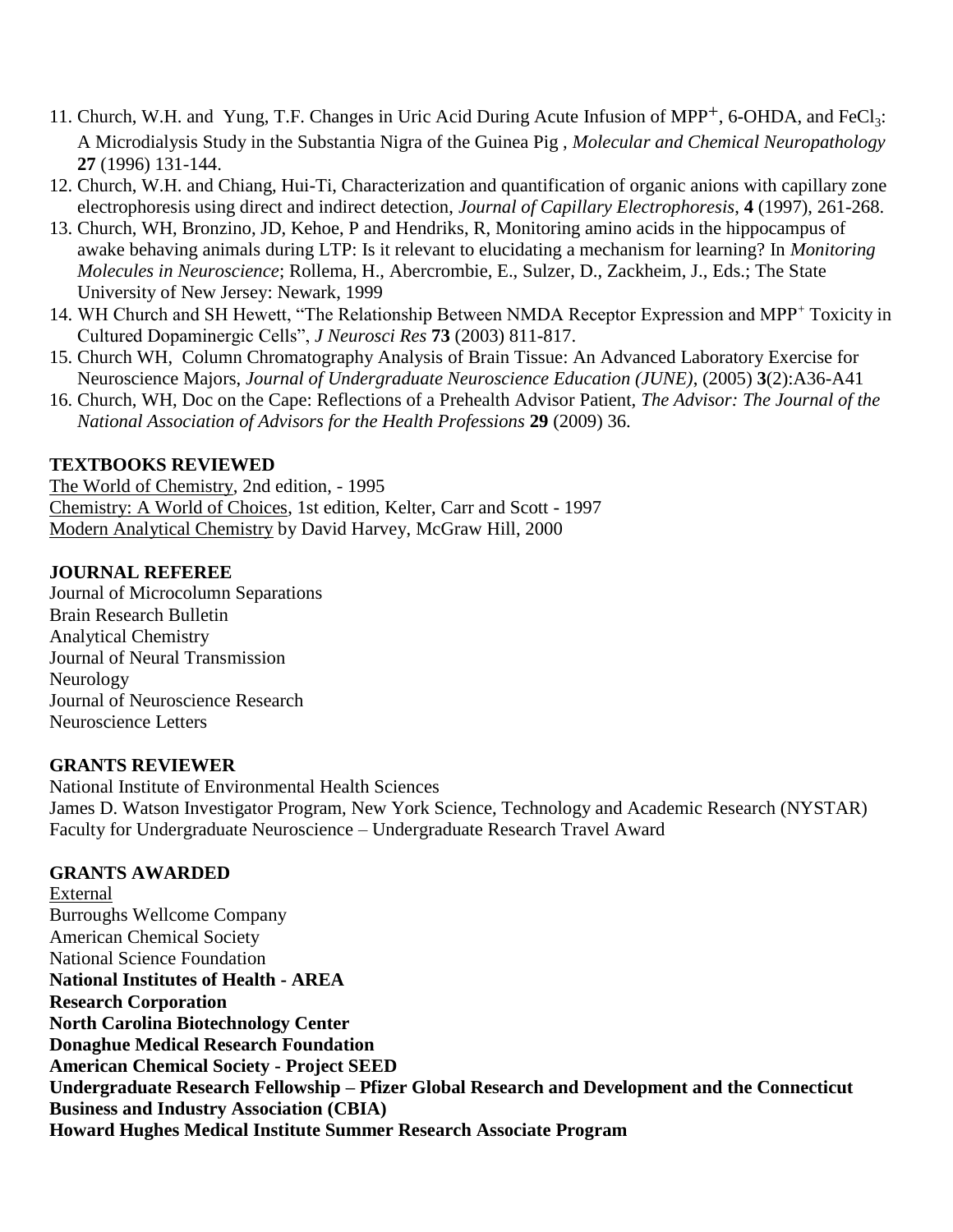11. Church, W.H. and Yung, T.F. Changes in Uric Acid During Acute Infusion of $MPP^+$, 6-OHDA, and $FeCl_3$: A Microdialysis Study in the Substantia Nigra of the Guinea Pig , *Molecular and Chemical Neuropathology* **27** (1996) 131-144.
12. Church, W.H. and Chiang, Hui-Ti, Characterization and quantification of organic anions with capillary zone electrophoresis using direct and indirect detection, *Journal of Capillary Electrophoresis*, **4** (1997), 261-268.
13. Church, WH, Bronzino, JD, Kehoe, P and Hendriks, R, Monitoring amino acids in the hippocampus of awake behaving animals during LTP: Is it relevant to elucidating a mechanism for learning? In *Monitoring Molecules in Neuroscience*; Rollema, H., Abercrombie, E., Sulzer, D., Zackheim, J., Eds.; The State University of New Jersey: Newark, 1999
14. WH Church and SH Hewett, "The Relationship Between NMDA Receptor Expression and $MPP^+$ Toxicity in Cultured Dopaminergic Cells", *J Neurosci Res* **73** (2003) 811-817.
15. Church WH, Column Chromatography Analysis of Brain Tissue: An Advanced Laboratory Exercise for Neuroscience Majors, *Journal of Undergraduate Neuroscience Education (JUNE)*, (2005) **3**(2):A36-A41
16. Church, WH, Doc on the Cape: Reflections of a Prehealth Advisor Patient, *The Advisor: The Journal of the National Association of Advisors for the Health Professions* **29** (2009) 36.

**TEXTBOOKS REVIEWED**

The World of Chemistry, 2nd edition, - 1995
Chemistry: A World of Choices, 1st edition, Kelter, Carr and Scott - 1997
Modern Analytical Chemistry by David Harvey, McGraw Hill, 2000

**JOURNAL REFEREE**

Journal of Microcolumn Separations
Brain Research Bulletin
Analytical Chemistry
Journal of Neural Transmission
Neurology
Journal of Neuroscience Research
Neuroscience Letters

**GRANTS REVIEWER**

National Institute of Environmental Health Sciences
James D. Watson Investigator Program, New York Science, Technology and Academic Research (NYSTAR)
Faculty for Undergraduate Neuroscience – Undergraduate Research Travel Award

**GRANTS AWARDED**

External
Burroughs Wellcome Company
American Chemical Society
National Science Foundation
**National Institutes of Health - AREA**
**Research Corporation**
**North Carolina Biotechnology Center**
**Donaghue Medical Research Foundation**
**American Chemical Society - Project SEED**
**Undergraduate Research Fellowship – Pfizer Global Research and Development and the Connecticut Business and Industry Association (CBIA)**
**Howard Hughes Medical Institute Summer Research Associate Program**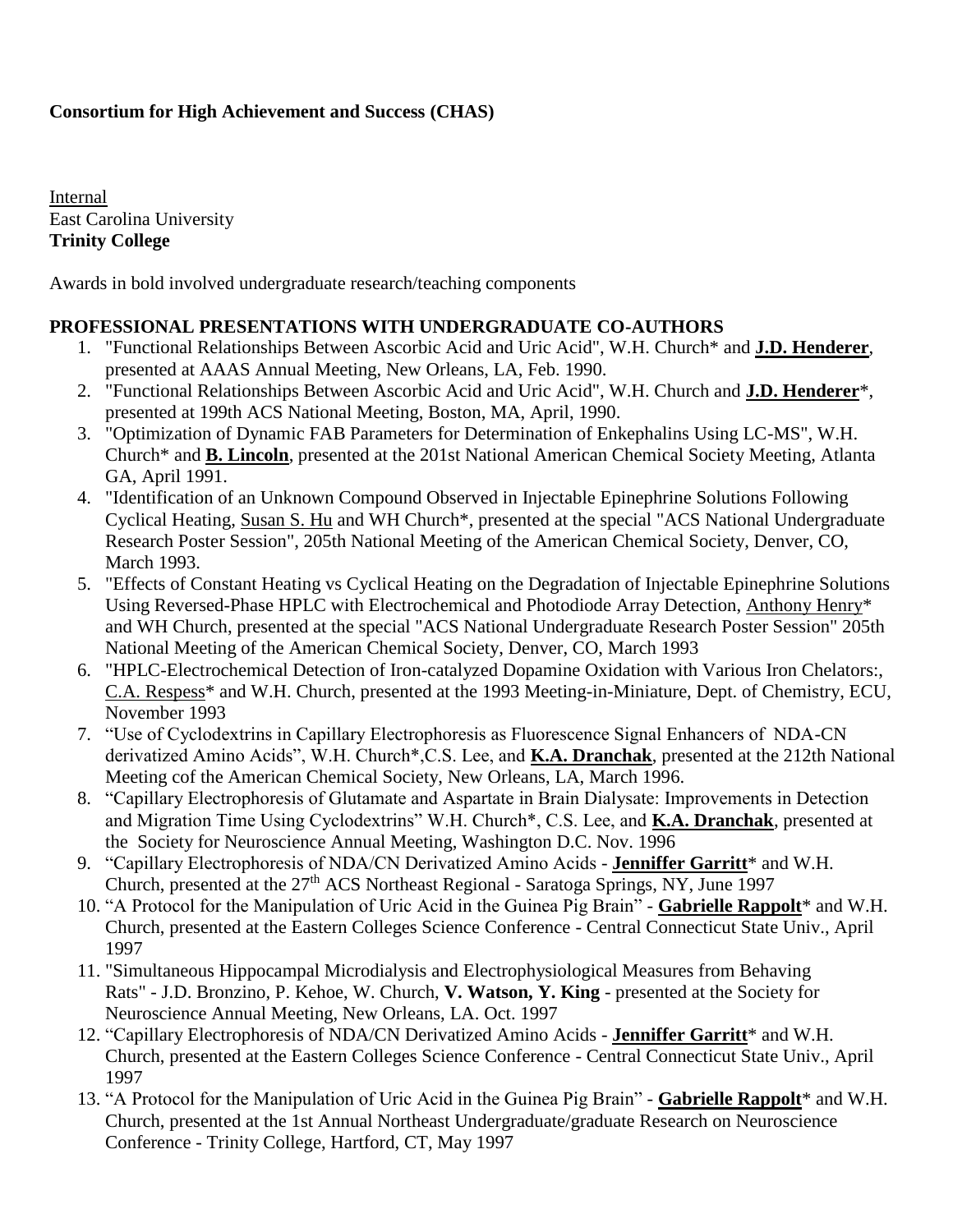**Consortium for High Achievement and Success (CHAS)**

<u>Internal</u>
East Carolina University
**Trinity College**

Awards in bold involved undergraduate research/teaching components

**PROFESSIONAL PRESENTATIONS WITH UNDERGRADUATE CO-AUTHORS**

1. "Functional Relationships Between Ascorbic Acid and Uric Acid", W.H. Church* and **<u>J.D. Henderer</u>**, presented at AAAS Annual Meeting, New Orleans, LA, Feb. 1990.
2. "Functional Relationships Between Ascorbic Acid and Uric Acid", W.H. Church and **<u>J.D. Henderer</u>***, presented at 199th ACS National Meeting, Boston, MA, April, 1990.
3. "Optimization of Dynamic FAB Parameters for Determination of Enkephalins Using LC-MS", W.H. Church* and **<u>B. Lincoln</u>**, presented at the 201st National American Chemical Society Meeting, Atlanta GA, April 1991.
4. "Identification of an Unknown Compound Observed in Injectable Epinephrine Solutions Following Cyclical Heating, <u>Susan S. Hu</u> and WH Church*, presented at the special "ACS National Undergraduate Research Poster Session", 205th National Meeting of the American Chemical Society, Denver, CO, March 1993.
5. "Effects of Constant Heating vs Cyclical Heating on the Degradation of Injectable Epinephrine Solutions Using Reversed-Phase HPLC with Electrochemical and Photodiode Array Detection, <u>Anthony Henry</u>* and WH Church, presented at the special "ACS National Undergraduate Research Poster Session" 205th National Meeting of the American Chemical Society, Denver, CO, March 1993
6. "HPLC-Electrochemical Detection of Iron-catalyzed Dopamine Oxidation with Various Iron Chelators:, <u>C.A. Respess</u>* and W.H. Church, presented at the 1993 Meeting-in-Miniature, Dept. of Chemistry, ECU, November 1993
7. "Use of Cyclodextrins in Capillary Electrophoresis as Fluorescence Signal Enhancers of NDA-CN derivatized Amino Acids", W.H. Church*,C.S. Lee, and **<u>K.A. Dranchak</u>**, presented at the 212th National Meeting cof the American Chemical Society, New Orleans, LA, March 1996.
8. "Capillary Electrophoresis of Glutamate and Aspartate in Brain Dialysate: Improvements in Detection and Migration Time Using Cyclodextrins" W.H. Church*, C.S. Lee, and **<u>K.A. Dranchak</u>**, presented at the Society for Neuroscience Annual Meeting, Washington D.C. Nov. 1996
9. "Capillary Electrophoresis of NDA/CN Derivatized Amino Acids - **<u>Jenniffer Garritt</u>*** and W.H. Church, presented at the 27th ACS Northeast Regional - Saratoga Springs, NY, June 1997
10. "A Protocol for the Manipulation of Uric Acid in the Guinea Pig Brain" - **<u>Gabrielle Rappolt</u>*** and W.H. Church, presented at the Eastern Colleges Science Conference - Central Connecticut State Univ., April 1997
11. "Simultaneous Hippocampal Microdialysis and Electrophysiological Measures from Behaving Rats" - J.D. Bronzino, P. Kehoe, W. Church, **V. Watson, Y. King** - presented at the Society for Neuroscience Annual Meeting, New Orleans, LA. Oct. 1997
12. "Capillary Electrophoresis of NDA/CN Derivatized Amino Acids - **<u>Jenniffer Garritt</u>*** and W.H. Church, presented at the Eastern Colleges Science Conference - Central Connecticut State Univ., April 1997
13. "A Protocol for the Manipulation of Uric Acid in the Guinea Pig Brain" - **<u>Gabrielle Rappolt</u>*** and W.H. Church, presented at the 1st Annual Northeast Undergraduate/graduate Research on Neuroscience Conference - Trinity College, Hartford, CT, May 1997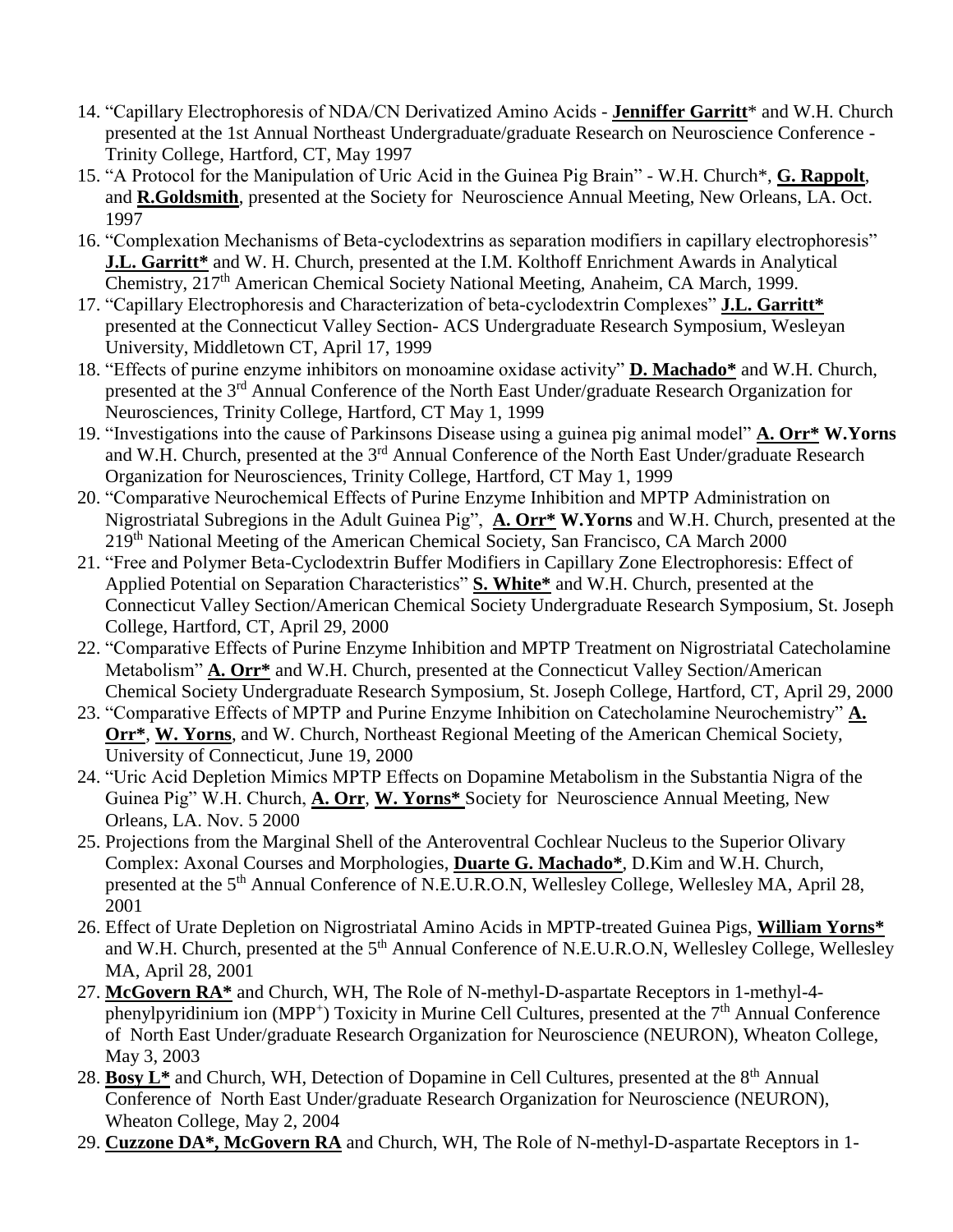14. "Capillary Electrophoresis of NDA/CN Derivatized Amino Acids - **Jenniffer Garritt*** and W.H. Church presented at the 1st Annual Northeast Undergraduate/graduate Research on Neuroscience Conference - Trinity College, Hartford, CT, May 1997
15. "A Protocol for the Manipulation of Uric Acid in the Guinea Pig Brain" - W.H. Church*, **G. Rappolt**, and **R.Goldsmith**, presented at the Society for Neuroscience Annual Meeting, New Orleans, LA. Oct. 1997
16. "Complexation Mechanisms of Beta-cyclodextrins as separation modifiers in capillary electrophoresis" **J.L. Garritt*** and W. H. Church, presented at the I.M. Kolthoff Enrichment Awards in Analytical Chemistry, 217th American Chemical Society National Meeting, Anaheim, CA March, 1999.
17. "Capillary Electrophoresis and Characterization of beta-cyclodextrin Complexes" **J.L. Garritt*** presented at the Connecticut Valley Section- ACS Undergraduate Research Symposium, Wesleyan University, Middletown CT, April 17, 1999
18. "Effects of purine enzyme inhibitors on monoamine oxidase activity" **D. Machado*** and W.H. Church, presented at the 3rd Annual Conference of the North East Under/graduate Research Organization for Neurosciences, Trinity College, Hartford, CT May 1, 1999
19. "Investigations into the cause of Parkinsons Disease using a guinea pig animal model" **A. Orr* W.Yorns** and W.H. Church, presented at the 3rd Annual Conference of the North East Under/graduate Research Organization for Neurosciences, Trinity College, Hartford, CT May 1, 1999
20. "Comparative Neurochemical Effects of Purine Enzyme Inhibition and MPTP Administration on Nigrostriatal Subregions in the Adult Guinea Pig", **A. Orr* W.Yorns** and W.H. Church, presented at the 219th National Meeting of the American Chemical Society, San Francisco, CA March 2000
21. "Free and Polymer Beta-Cyclodextrin Buffer Modifiers in Capillary Zone Electrophoresis: Effect of Applied Potential on Separation Characteristics" **S. White*** and W.H. Church, presented at the Connecticut Valley Section/American Chemical Society Undergraduate Research Symposium, St. Joseph College, Hartford, CT, April 29, 2000
22. "Comparative Effects of Purine Enzyme Inhibition and MPTP Treatment on Nigrostriatal Catecholamine Metabolism" **A. Orr*** and W.H. Church, presented at the Connecticut Valley Section/American Chemical Society Undergraduate Research Symposium, St. Joseph College, Hartford, CT, April 29, 2000
23. "Comparative Effects of MPTP and Purine Enzyme Inhibition on Catecholamine Neurochemistry" **A. Orr***, **W. Yorns**, and W. Church, Northeast Regional Meeting of the American Chemical Society, University of Connecticut, June 19, 2000
24. "Uric Acid Depletion Mimics MPTP Effects on Dopamine Metabolism in the Substantia Nigra of the Guinea Pig" W.H. Church, **A. Orr**, **W. Yorns*** Society for Neuroscience Annual Meeting, New Orleans, LA. Nov. 5 2000
25. Projections from the Marginal Shell of the Anteroventral Cochlear Nucleus to the Superior Olivary Complex: Axonal Courses and Morphologies, **Duarte G. Machado***, D.Kim and W.H. Church, presented at the 5th Annual Conference of N.E.U.R.O.N, Wellesley College, Wellesley MA, April 28, 2001
26. Effect of Urate Depletion on Nigrostriatal Amino Acids in MPTP-treated Guinea Pigs, **William Yorns*** and W.H. Church, presented at the 5th Annual Conference of N.E.U.R.O.N, Wellesley College, Wellesley MA, April 28, 2001
27. **McGovern RA*** and Church, WH, The Role of N-methyl-D-aspartate Receptors in 1-methyl-4-phenylpyridinium ion ($MPP^+$) Toxicity in Murine Cell Cultures, presented at the 7th Annual Conference of North East Under/graduate Research Organization for Neuroscience (NEURON), Wheaton College, May 3, 2003
28. **Bosy L*** and Church, WH, Detection of Dopamine in Cell Cultures, presented at the 8th Annual Conference of North East Under/graduate Research Organization for Neuroscience (NEURON), Wheaton College, May 2, 2004
29. **Cuzzone DA*, McGovern RA** and Church, WH, The Role of N-methyl-D-aspartate Receptors in 1-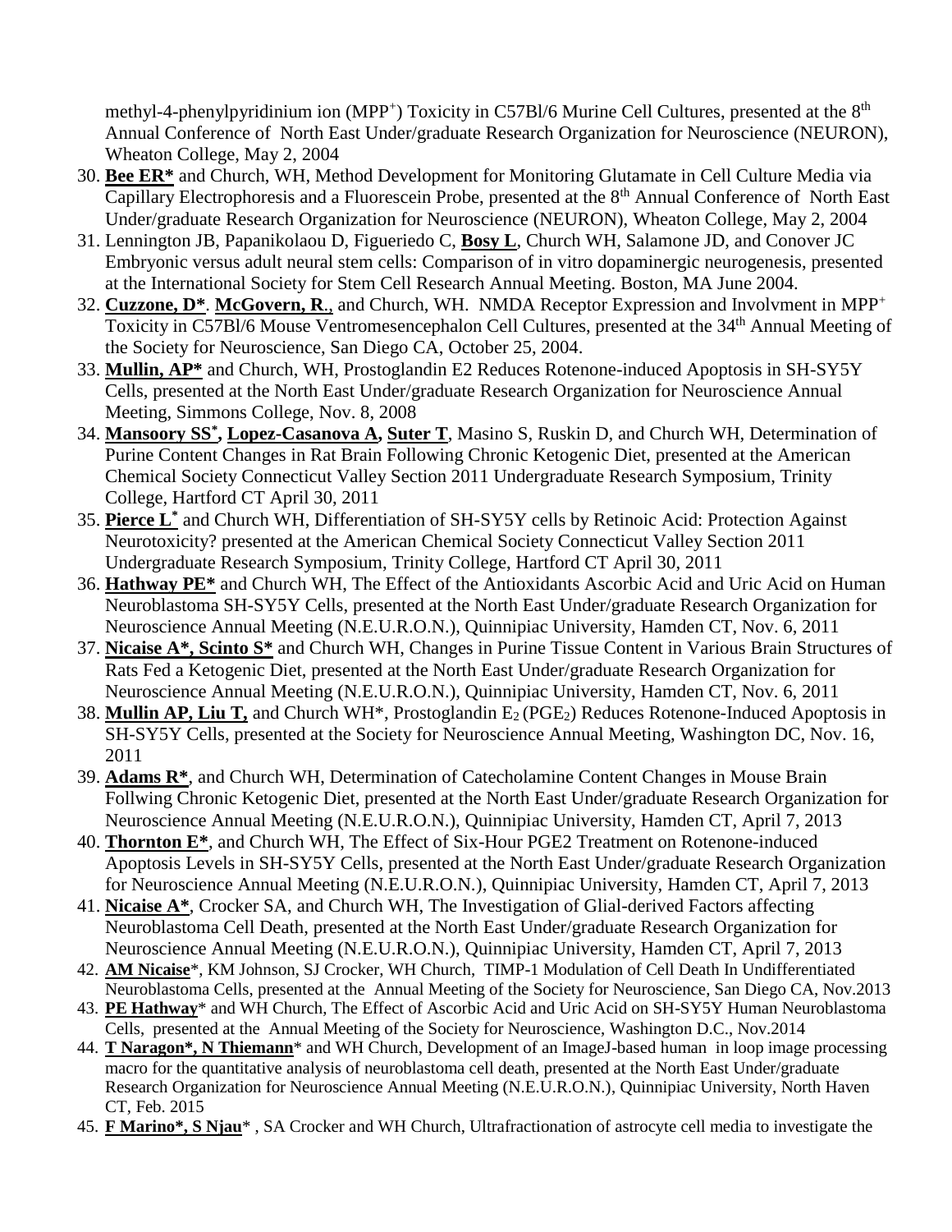methyl-4-phenylpyridinium ion ($MPP^+$) Toxicity in C57Bl/6 Murine Cell Cultures, presented at the 8th Annual Conference of North East Under/graduate Research Organization for Neuroscience (NEURON), Wheaton College, May 2, 2004

30. **Bee ER*** and Church, WH, Method Development for Monitoring Glutamate in Cell Culture Media via Capillary Electrophoresis and a Fluorescein Probe, presented at the 8th Annual Conference of North East Under/graduate Research Organization for Neuroscience (NEURON), Wheaton College, May 2, 2004
31. Lennington JB, Papanikolaou D, Figueriedo C, **Bosy L**, Church WH, Salamone JD, and Conover JC Embryonic versus adult neural stem cells: Comparison of in vitro dopaminergic neurogenesis, presented at the International Society for Stem Cell Research Annual Meeting. Boston, MA June 2004.
32. **Cuzzone, D***. **McGovern, R**., and Church, WH. NMDA Receptor Expression and Involvment in $MPP^+$ Toxicity in C57Bl/6 Mouse Ventromesencephalon Cell Cultures, presented at the 34th Annual Meeting of the Society for Neuroscience, San Diego CA, October 25, 2004.
33. **Mullin, AP*** and Church, WH, Prostoglandin E2 Reduces Rotenone-induced Apoptosis in SH-SY5Y Cells, presented at the North East Under/graduate Research Organization for Neuroscience Annual Meeting, Simmons College, Nov. 8, 2008
34. **Mansoory SS***, **Lopez-Casanova A**, **Suter T**, Masino S, Ruskin D, and Church WH, Determination of Purine Content Changes in Rat Brain Following Chronic Ketogenic Diet, presented at the American Chemical Society Connecticut Valley Section 2011 Undergraduate Research Symposium, Trinity College, Hartford CT April 30, 2011
35. **Pierce L*** and Church WH, Differentiation of SH-SY5Y cells by Retinoic Acid: Protection Against Neurotoxicity? presented at the American Chemical Society Connecticut Valley Section 2011 Undergraduate Research Symposium, Trinity College, Hartford CT April 30, 2011
36. **Hathway PE*** and Church WH, The Effect of the Antioxidants Ascorbic Acid and Uric Acid on Human Neuroblastoma SH-SY5Y Cells, presented at the North East Under/graduate Research Organization for Neuroscience Annual Meeting (N.E.U.R.O.N.), Quinnipiac University, Hamden CT, Nov. 6, 2011
37. **Nicaise A*, Scinto S*** and Church WH, Changes in Purine Tissue Content in Various Brain Structures of Rats Fed a Ketogenic Diet, presented at the North East Under/graduate Research Organization for Neuroscience Annual Meeting (N.E.U.R.O.N.), Quinnipiac University, Hamden CT, Nov. 6, 2011
38. **Mullin AP, Liu T,** and Church WH*, Prostoglandin $E_2$ ($PGE_2$) Reduces Rotenone-Induced Apoptosis in SH-SY5Y Cells, presented at the Society for Neuroscience Annual Meeting, Washington DC, Nov. 16, 2011
39. **Adams R***, and Church WH, Determination of Catecholamine Content Changes in Mouse Brain Follwing Chronic Ketogenic Diet, presented at the North East Under/graduate Research Organization for Neuroscience Annual Meeting (N.E.U.R.O.N.), Quinnipiac University, Hamden CT, April 7, 2013
40. **Thornton E***, and Church WH, The Effect of Six-Hour PGE2 Treatment on Rotenone-induced Apoptosis Levels in SH-SY5Y Cells, presented at the North East Under/graduate Research Organization for Neuroscience Annual Meeting (N.E.U.R.O.N.), Quinnipiac University, Hamden CT, April 7, 2013
41. **Nicaise A***, Crocker SA, and Church WH, The Investigation of Glial-derived Factors affecting Neuroblastoma Cell Death, presented at the North East Under/graduate Research Organization for Neuroscience Annual Meeting (N.E.U.R.O.N.), Quinnipiac University, Hamden CT, April 7, 2013
42. **AM Nicaise***, KM Johnson, SJ Crocker, WH Church, TIMP-1 Modulation of Cell Death In Undifferentiated Neuroblastoma Cells, presented at the Annual Meeting of the Society for Neuroscience, San Diego CA, Nov.2013
43. **PE Hathway*** and WH Church, The Effect of Ascorbic Acid and Uric Acid on SH-SY5Y Human Neuroblastoma Cells, presented at the Annual Meeting of the Society for Neuroscience, Washington D.C., Nov.2014
44. **T Naragon*, N Thiemann*** and WH Church, Development of an ImageJ-based human in loop image processing macro for the quantitative analysis of neuroblastoma cell death, presented at the North East Under/graduate Research Organization for Neuroscience Annual Meeting (N.E.U.R.O.N.), Quinnipiac University, North Haven CT, Feb. 2015
45. **F Marino*, S Njau*** , SA Crocker and WH Church, Ultrafractionation of astrocyte cell media to investigate the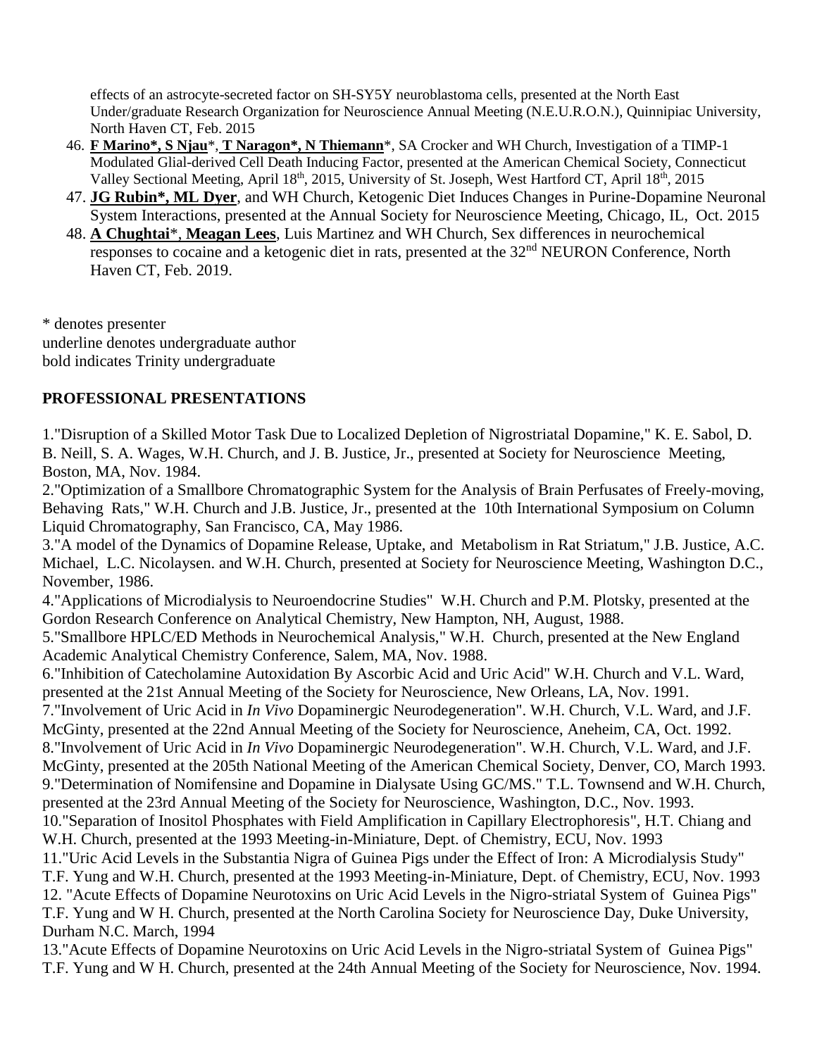effects of an astrocyte-secreted factor on SH-SY5Y neuroblastoma cells, presented at the North East Under/graduate Research Organization for Neuroscience Annual Meeting (N.E.U.R.O.N.), Quinnipiac University, North Haven CT, Feb. 2015

46. **F Marino*, S Njau***, **T Naragon*, N Thiemann***, SA Crocker and WH Church, Investigation of a TIMP-1 Modulated Glial-derived Cell Death Inducing Factor, presented at the American Chemical Society, Connecticut Valley Sectional Meeting, April 18th, 2015, University of St. Joseph, West Hartford CT, April 18th, 2015
47. **JG Rubin*, ML Dyer**, and WH Church, Ketogenic Diet Induces Changes in Purine-Dopamine Neuronal System Interactions, presented at the Annual Society for Neuroscience Meeting, Chicago, IL, Oct. 2015
48. **A Chughtai***, **Meagan Lees**, Luis Martinez and WH Church, Sex differences in neurochemical responses to cocaine and a ketogenic diet in rats, presented at the 32nd NEURON Conference, North Haven CT, Feb. 2019.

* denotes presenter
underline denotes undergraduate author
bold indicates Trinity undergraduate

## PROFESSIONAL PRESENTATIONS

1."Disruption of a Skilled Motor Task Due to Localized Depletion of Nigrostriatal Dopamine," K. E. Sabol, D. B. Neill, S. A. Wages, W.H. Church, and J. B. Justice, Jr., presented at Society for Neuroscience Meeting, Boston, MA, Nov. 1984.
2."Optimization of a Smallbore Chromatographic System for the Analysis of Brain Perfusates of Freely-moving, Behaving Rats," W.H. Church and J.B. Justice, Jr., presented at the 10th International Symposium on Column Liquid Chromatography, San Francisco, CA, May 1986.
3."A model of the Dynamics of Dopamine Release, Uptake, and Metabolism in Rat Striatum," J.B. Justice, A.C. Michael, L.C. Nicolaysen. and W.H. Church, presented at Society for Neuroscience Meeting, Washington D.C., November, 1986.
4."Applications of Microdialysis to Neuroendocrine Studies" W.H. Church and P.M. Plotsky, presented at the Gordon Research Conference on Analytical Chemistry, New Hampton, NH, August, 1988.
5."Smallbore HPLC/ED Methods in Neurochemical Analysis," W.H. Church, presented at the New England Academic Analytical Chemistry Conference, Salem, MA, Nov. 1988.
6."Inhibition of Catecholamine Autoxidation By Ascorbic Acid and Uric Acid" W.H. Church and V.L. Ward, presented at the 21st Annual Meeting of the Society for Neuroscience, New Orleans, LA, Nov. 1991.
7."Involvement of Uric Acid in *In Vivo* Dopaminergic Neurodegeneration". W.H. Church, V.L. Ward, and J.F. McGinty, presented at the 22nd Annual Meeting of the Society for Neuroscience, Aneheim, CA, Oct. 1992.
8."Involvement of Uric Acid in *In Vivo* Dopaminergic Neurodegeneration". W.H. Church, V.L. Ward, and J.F. McGinty, presented at the 205th National Meeting of the American Chemical Society, Denver, CO, March 1993.
9."Determination of Nomifensine and Dopamine in Dialysate Using GC/MS." T.L. Townsend and W.H. Church, presented at the 23rd Annual Meeting of the Society for Neuroscience, Washington, D.C., Nov. 1993.
10."Separation of Inositol Phosphates with Field Amplification in Capillary Electrophoresis", H.T. Chiang and W.H. Church, presented at the 1993 Meeting-in-Miniature, Dept. of Chemistry, ECU, Nov. 1993
11."Uric Acid Levels in the Substantia Nigra of Guinea Pigs under the Effect of Iron: A Microdialysis Study" T.F. Yung and W.H. Church, presented at the 1993 Meeting-in-Miniature, Dept. of Chemistry, ECU, Nov. 1993
12. "Acute Effects of Dopamine Neurotoxins on Uric Acid Levels in the Nigro-striatal System of Guinea Pigs" T.F. Yung and W H. Church, presented at the North Carolina Society for Neuroscience Day, Duke University, Durham N.C. March, 1994
13."Acute Effects of Dopamine Neurotoxins on Uric Acid Levels in the Nigro-striatal System of Guinea Pigs" T.F. Yung and W H. Church, presented at the 24th Annual Meeting of the Society for Neuroscience, Nov. 1994.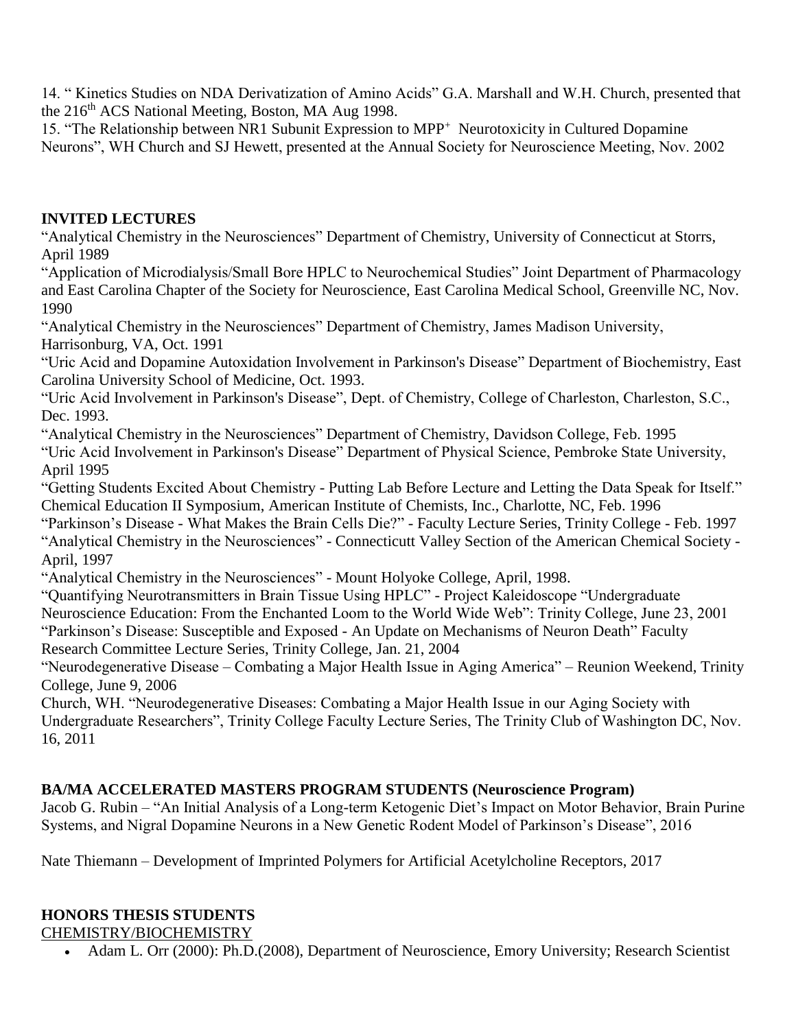14. " Kinetics Studies on NDA Derivatization of Amino Acids" G.A. Marshall and W.H. Church, presented that the 216$^{th}$ ACS National Meeting, Boston, MA Aug 1998.
15. "The Relationship between NR1 Subunit Expression to $MPP^+$ Neurotoxicity in Cultured Dopamine Neurons", WH Church and SJ Hewett, presented at the Annual Society for Neuroscience Meeting, Nov. 2002

**INVITED LECTURES**

"Analytical Chemistry in the Neurosciences" Department of Chemistry, University of Connecticut at Storrs, April 1989

"Application of Microdialysis/Small Bore HPLC to Neurochemical Studies" Joint Department of Pharmacology and East Carolina Chapter of the Society for Neuroscience, East Carolina Medical School, Greenville NC, Nov. 1990

"Analytical Chemistry in the Neurosciences" Department of Chemistry, James Madison University, Harrisonburg, VA, Oct. 1991

"Uric Acid and Dopamine Autoxidation Involvement in Parkinson's Disease" Department of Biochemistry, East Carolina University School of Medicine, Oct. 1993.

"Uric Acid Involvement in Parkinson's Disease", Dept. of Chemistry, College of Charleston, Charleston, S.C., Dec. 1993.

"Analytical Chemistry in the Neurosciences" Department of Chemistry, Davidson College, Feb. 1995

"Uric Acid Involvement in Parkinson's Disease" Department of Physical Science, Pembroke State University, April 1995

"Getting Students Excited About Chemistry - Putting Lab Before Lecture and Letting the Data Speak for Itself." Chemical Education II Symposium, American Institute of Chemists, Inc., Charlotte, NC, Feb. 1996

"Parkinson's Disease - What Makes the Brain Cells Die?" - Faculty Lecture Series, Trinity College - Feb. 1997

"Analytical Chemistry in the Neurosciences" - Connecticutt Valley Section of the American Chemical Society - April, 1997

"Analytical Chemistry in the Neurosciences" - Mount Holyoke College, April, 1998.

"Quantifying Neurotransmitters in Brain Tissue Using HPLC" - Project Kaleidoscope "Undergraduate Neuroscience Education: From the Enchanted Loom to the World Wide Web": Trinity College, June 23, 2001

"Parkinson's Disease: Susceptible and Exposed - An Update on Mechanisms of Neuron Death" Faculty Research Committee Lecture Series, Trinity College, Jan. 21, 2004

"Neurodegenerative Disease – Combating a Major Health Issue in Aging America" – Reunion Weekend, Trinity College, June 9, 2006

Church, WH. "Neurodegenerative Diseases: Combating a Major Health Issue in our Aging Society with Undergraduate Researchers", Trinity College Faculty Lecture Series, The Trinity Club of Washington DC, Nov. 16, 2011

**BA/MA ACCELERATED MASTERS PROGRAM STUDENTS (Neuroscience Program)**

Jacob G. Rubin – "An Initial Analysis of a Long-term Ketogenic Diet's Impact on Motor Behavior, Brain Purine Systems, and Nigral Dopamine Neurons in a New Genetic Rodent Model of Parkinson's Disease", 2016

Nate Thiemann – Development of Imprinted Polymers for Artificial Acetylcholine Receptors, 2017

**HONORS THESIS STUDENTS**

CHEMISTRY/BIOCHEMISTRY

- Adam L. Orr (2000): Ph.D.(2008), Department of Neuroscience, Emory University; Research Scientist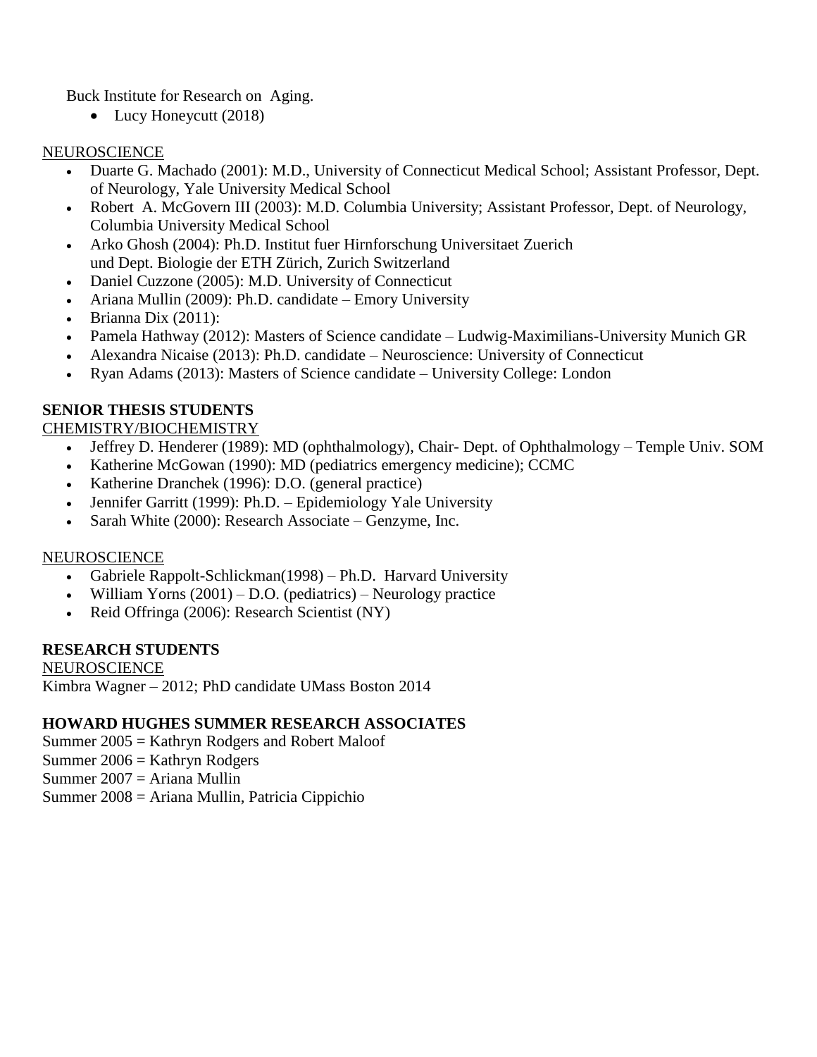Buck Institute for Research on Aging.

- Lucy Honeycutt (2018)

NEUROSCIENCE

- Duarte G. Machado (2001): M.D., University of Connecticut Medical School; Assistant Professor, Dept. of Neurology, Yale University Medical School
- Robert A. McGovern III (2003): M.D. Columbia University; Assistant Professor, Dept. of Neurology, Columbia University Medical School
- Arko Ghosh (2004): Ph.D. Institut fuer Hirnforschung Universitaet Zuerich und Dept. Biologie der ETH Zürich, Zurich Switzerland
- Daniel Cuzzone (2005): M.D. University of Connecticut
- Ariana Mullin (2009): Ph.D. candidate – Emory University
- Brianna Dix (2011):
- Pamela Hathway (2012): Masters of Science candidate – Ludwig-Maximilians-University Munich GR
- Alexandra Nicaise (2013): Ph.D. candidate – Neuroscience: University of Connecticut
- Ryan Adams (2013): Masters of Science candidate – University College: London

**SENIOR THESIS STUDENTS**

CHEMISTRY/BIOCHEMISTRY

- Jeffrey D. Henderer (1989): MD (ophthalmology), Chair- Dept. of Ophthalmology – Temple Univ. SOM
- Katherine McGowan (1990): MD (pediatrics emergency medicine); CCMC
- Katherine Dranchek (1996): D.O. (general practice)
- Jennifer Garritt (1999): Ph.D. – Epidemiology Yale University
- Sarah White (2000): Research Associate – Genzyme, Inc.

NEUROSCIENCE

- Gabriele Rappolt-Schlickman(1998) – Ph.D. Harvard University
- William Yorns (2001) – D.O. (pediatrics) – Neurology practice
- Reid Offringa (2006): Research Scientist (NY)

**RESEARCH STUDENTS**

NEUROSCIENCE

Kimbra Wagner – 2012; PhD candidate UMass Boston 2014

**HOWARD HUGHES SUMMER RESEARCH ASSOCIATES**

Summer 2005 = Kathryn Rodgers and Robert Maloof
Summer 2006 = Kathryn Rodgers
Summer 2007 = Ariana Mullin
Summer 2008 = Ariana Mullin, Patricia Cippichio